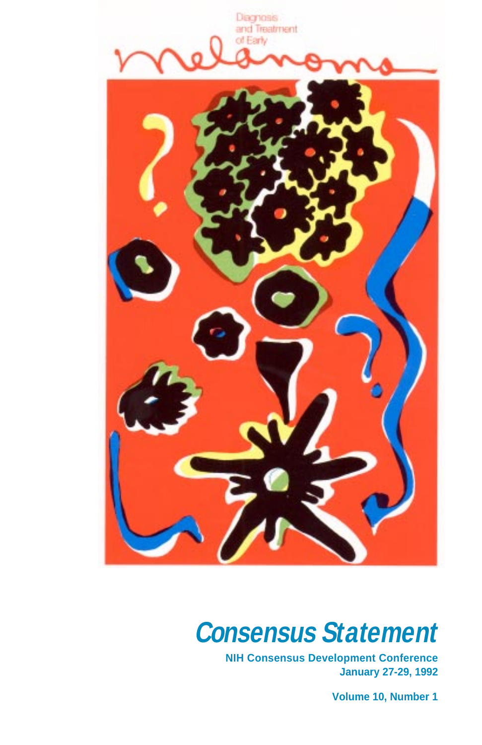Diagnosis and Treatment of Early

# Melanoma

# *Consensus Statement*

**NIH Consensus Development Conference**
**January 27-29, 1992**

**Volume 10, Number 1**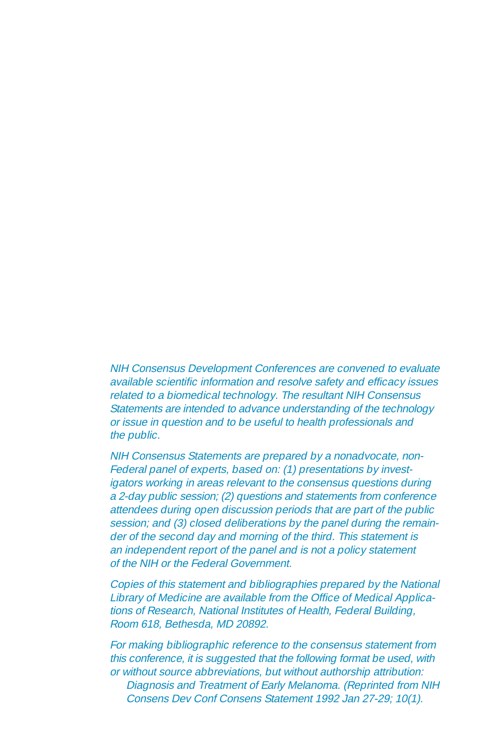*NIH Consensus Development Conferences are convened to evaluate available scientific information and resolve safety and efficacy issues related to a biomedical technology. The resultant NIH Consensus Statements are intended to advance understanding of the technology or issue in question and to be useful to health professionals and the public.*

*NIH Consensus Statements are prepared by a nonadvocate, non-Federal panel of experts, based on: (1) presentations by investigators working in areas relevant to the consensus questions during a 2-day public session; (2) questions and statements from conference attendees during open discussion periods that are part of the public session; and (3) closed deliberations by the panel during the remainder of the second day and morning of the third. This statement is an independent report of the panel and is not a policy statement of the NIH or the Federal Government.*

*Copies of this statement and bibliographies prepared by the National Library of Medicine are available from the Office of Medical Applications of Research, National Institutes of Health, Federal Building, Room 618, Bethesda, MD 20892.*

*For making bibliographic reference to the consensus statement from this conference, it is suggested that the following format be used, with or without source abbreviations, but without authorship attribution:*

> *Diagnosis and Treatment of Early Melanoma. (Reprinted from NIH Consens Dev Conf Consens Statement 1992 Jan 27-29; 10(1).*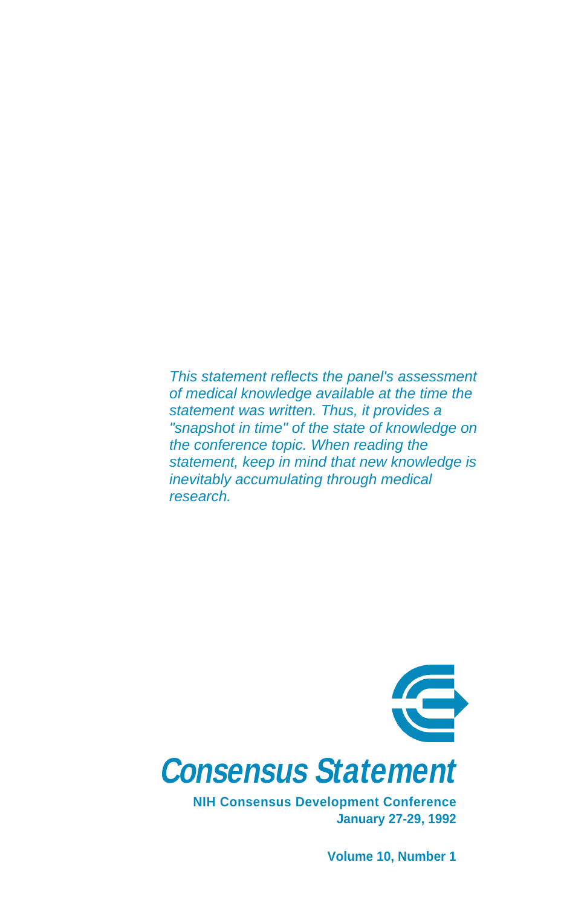*This statement reflects the panel's assessment of medical knowledge available at the time the statement was written. Thus, it provides a "snapshot in time" of the state of knowledge on the conference topic. When reading the statement, keep in mind that new knowledge is inevitably accumulating through medical research.*

# Consensus Statement

**NIH Consensus Development Conference**
**January 27-29, 1992**

**Volume 10, Number 1**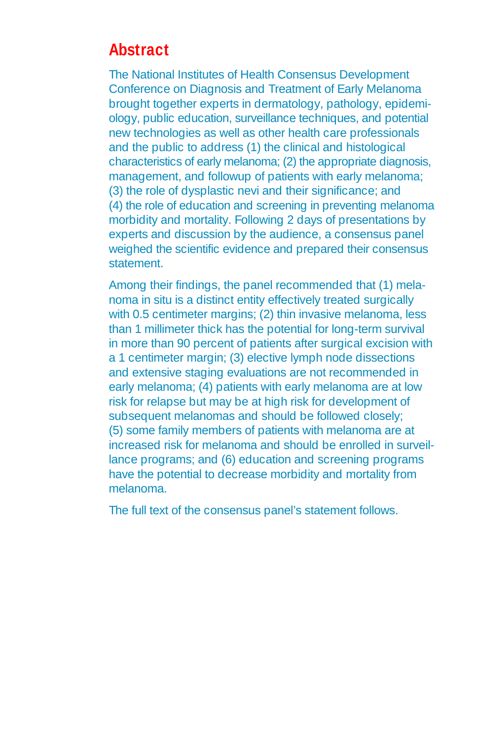## Abstract

The National Institutes of Health Consensus Development Conference on Diagnosis and Treatment of Early Melanoma brought together experts in dermatology, pathology, epidemiology, public education, surveillance techniques, and potential new technologies as well as other health care professionals and the public to address (1) the clinical and histological characteristics of early melanoma; (2) the appropriate diagnosis, management, and followup of patients with early melanoma; (3) the role of dysplastic nevi and their significance; and (4) the role of education and screening in preventing melanoma morbidity and mortality. Following 2 days of presentations by experts and discussion by the audience, a consensus panel weighed the scientific evidence and prepared their consensus statement.

Among their findings, the panel recommended that (1) melanoma in situ is a distinct entity effectively treated surgically with 0.5 centimeter margins; (2) thin invasive melanoma, less than 1 millimeter thick has the potential for long-term survival in more than 90 percent of patients after surgical excision with a 1 centimeter margin; (3) elective lymph node dissections and extensive staging evaluations are not recommended in early melanoma; (4) patients with early melanoma are at low risk for relapse but may be at high risk for development of subsequent melanomas and should be followed closely; (5) some family members of patients with melanoma are at increased risk for melanoma and should be enrolled in surveillance programs; and (6) education and screening programs have the potential to decrease morbidity and mortality from melanoma.

The full text of the consensus panel's statement follows.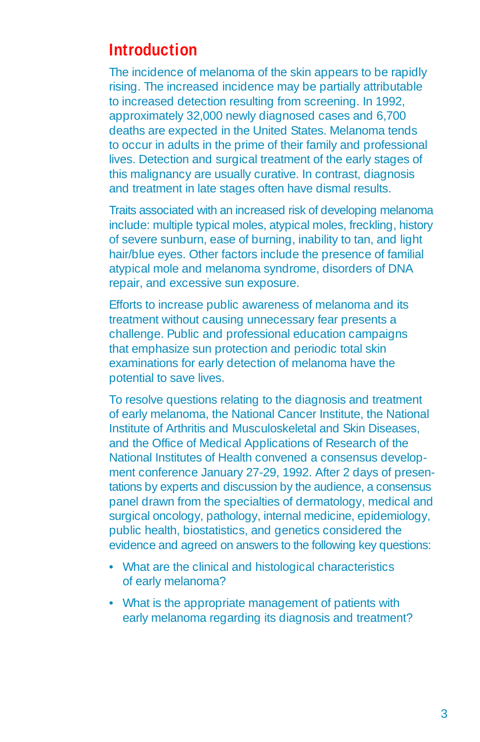## Introduction

The incidence of melanoma of the skin appears to be rapidly rising. The increased incidence may be partially attributable to increased detection resulting from screening. In 1992, approximately 32,000 newly diagnosed cases and 6,700 deaths are expected in the United States. Melanoma tends to occur in adults in the prime of their family and professional lives. Detection and surgical treatment of the early stages of this malignancy are usually curative. In contrast, diagnosis and treatment in late stages often have dismal results.

Traits associated with an increased risk of developing melanoma include: multiple typical moles, atypical moles, freckling, history of severe sunburn, ease of burning, inability to tan, and light hair/blue eyes. Other factors include the presence of familial atypical mole and melanoma syndrome, disorders of DNA repair, and excessive sun exposure.

Efforts to increase public awareness of melanoma and its treatment without causing unnecessary fear presents a challenge. Public and professional education campaigns that emphasize sun protection and periodic total skin examinations for early detection of melanoma have the potential to save lives.

To resolve questions relating to the diagnosis and treatment of early melanoma, the National Cancer Institute, the National Institute of Arthritis and Musculoskeletal and Skin Diseases, and the Office of Medical Applications of Research of the National Institutes of Health convened a consensus development conference January 27-29, 1992. After 2 days of presentations by experts and discussion by the audience, a consensus panel drawn from the specialties of dermatology, medical and surgical oncology, pathology, internal medicine, epidemiology, public health, biostatistics, and genetics considered the evidence and agreed on answers to the following key questions:

- What are the clinical and histological characteristics of early melanoma?
- What is the appropriate management of patients with early melanoma regarding its diagnosis and treatment?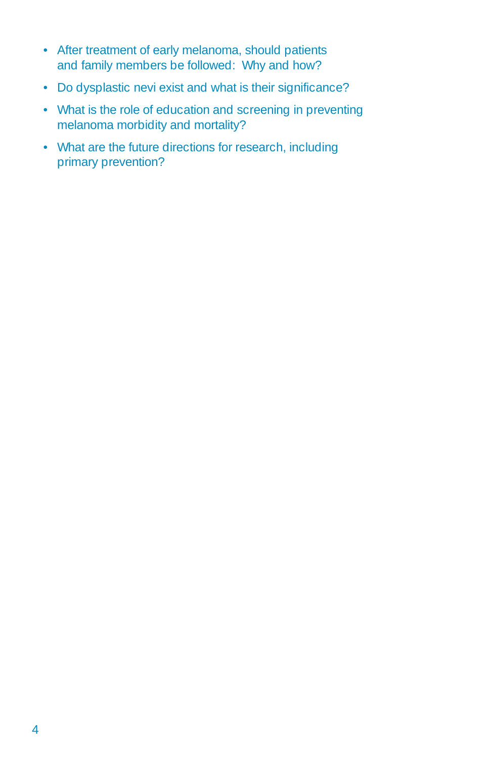- After treatment of early melanoma, should patients and family members be followed: Why and how?
- Do dysplastic nevi exist and what is their significance?
- What is the role of education and screening in preventing melanoma morbidity and mortality?
- What are the future directions for research, including primary prevention?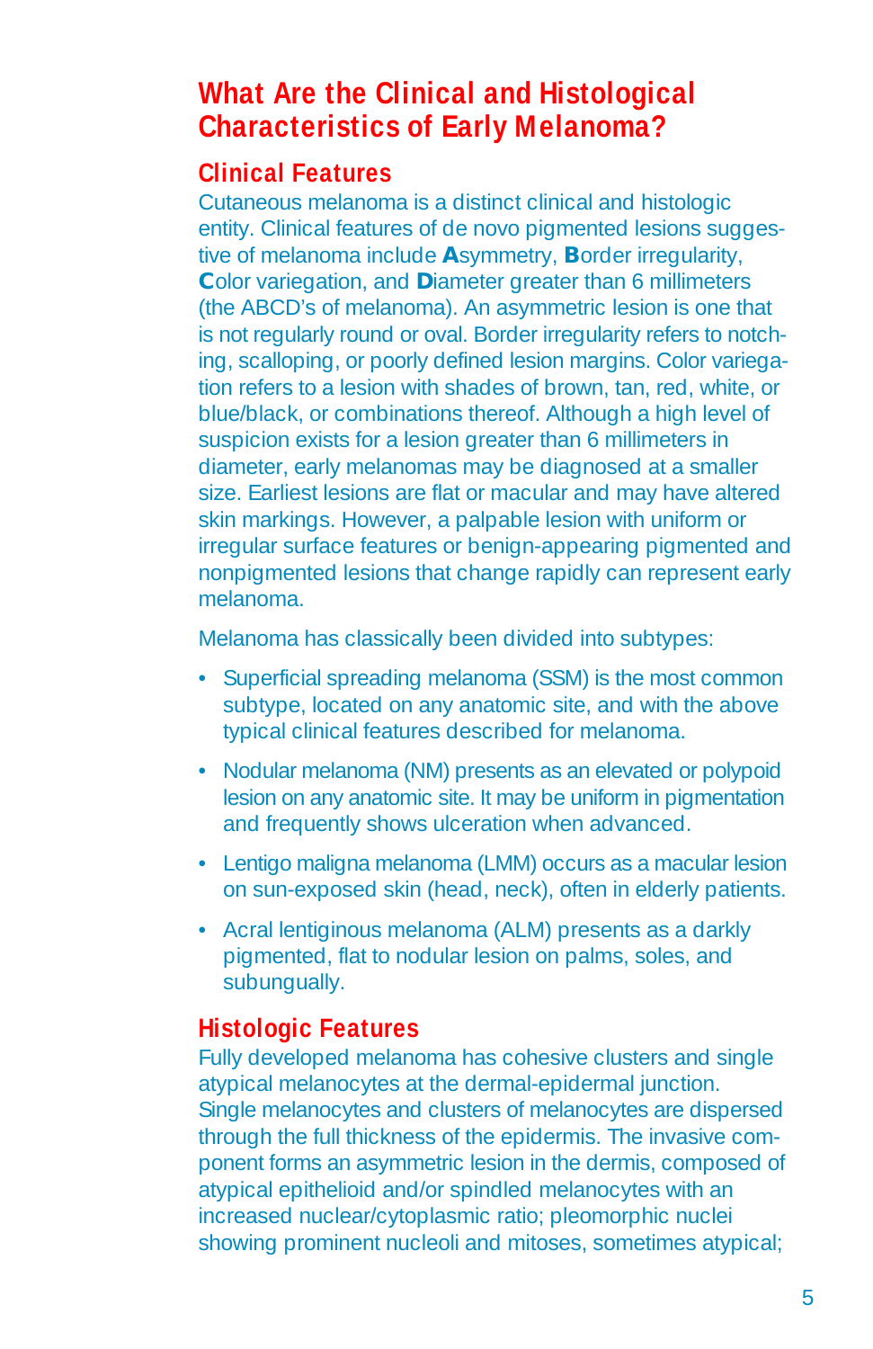## What Are the Clinical and Histological Characteristics of Early Melanoma?

### Clinical Features

Cutaneous melanoma is a distinct clinical and histologic entity. Clinical features of de novo pigmented lesions suggestive of melanoma include **A**symmetry, **B**order irregularity, **C**olor variegation, and **D**iameter greater than 6 millimeters (the ABCD's of melanoma). An asymmetric lesion is one that is not regularly round or oval. Border irregularity refers to notching, scalloping, or poorly defined lesion margins. Color variegation refers to a lesion with shades of brown, tan, red, white, or blue/black, or combinations thereof. Although a high level of suspicion exists for a lesion greater than 6 millimeters in diameter, early melanomas may be diagnosed at a smaller size. Earliest lesions are flat or macular and may have altered skin markings. However, a palpable lesion with uniform or irregular surface features or benign-appearing pigmented and nonpigmented lesions that change rapidly can represent early melanoma.

Melanoma has classically been divided into subtypes:

- Superficial spreading melanoma (SSM) is the most common subtype, located on any anatomic site, and with the above typical clinical features described for melanoma.
- Nodular melanoma (NM) presents as an elevated or polypoid lesion on any anatomic site. It may be uniform in pigmentation and frequently shows ulceration when advanced.
- Lentigo maligna melanoma (LMM) occurs as a macular lesion on sun-exposed skin (head, neck), often in elderly patients.
- Acral lentiginous melanoma (ALM) presents as a darkly pigmented, flat to nodular lesion on palms, soles, and subungually.

### Histologic Features

Fully developed melanoma has cohesive clusters and single atypical melanocytes at the dermal-epidermal junction. Single melanocytes and clusters of melanocytes are dispersed through the full thickness of the epidermis. The invasive component forms an asymmetric lesion in the dermis, composed of atypical epithelioid and/or spindled melanocytes with an increased nuclear/cytoplasmic ratio; pleomorphic nuclei showing prominent nucleoli and mitoses, sometimes atypical;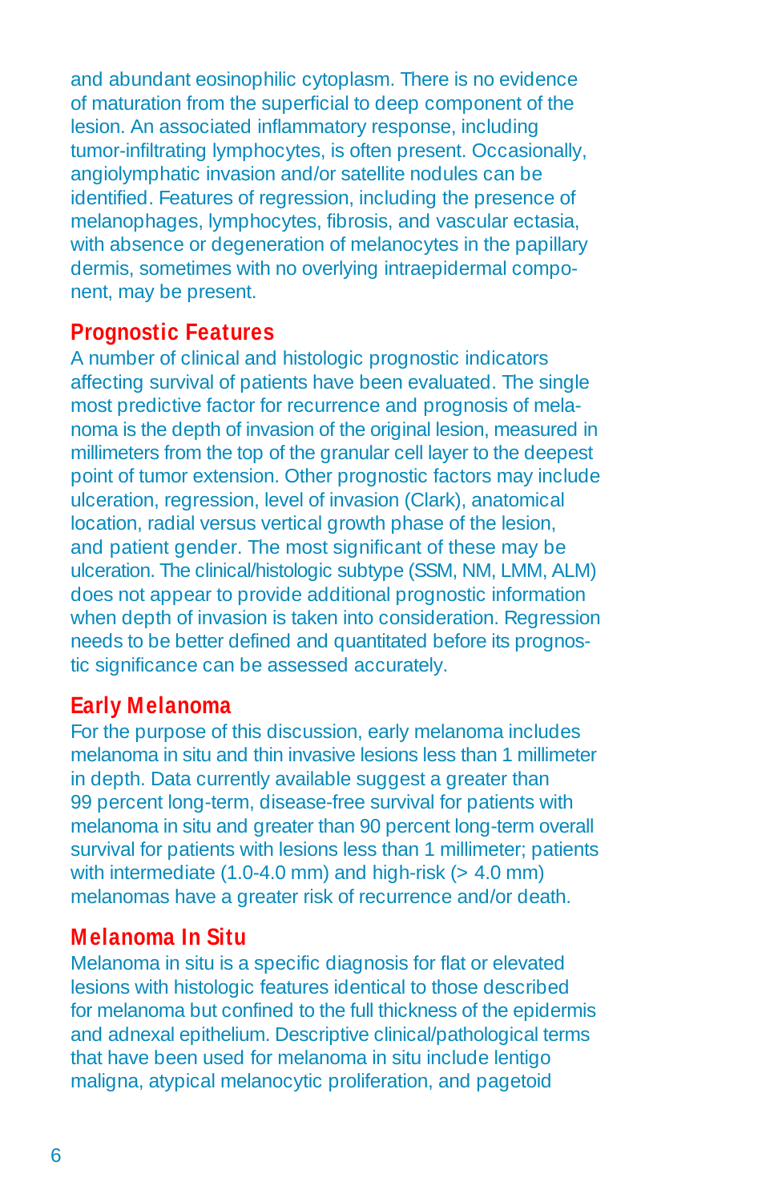and abundant eosinophilic cytoplasm. There is no evidence of maturation from the superficial to deep component of the lesion. An associated inflammatory response, including tumor-infiltrating lymphocytes, is often present. Occasionally, angiolymphatic invasion and/or satellite nodules can be identified. Features of regression, including the presence of melanophages, lymphocytes, fibrosis, and vascular ectasia, with absence or degeneration of melanocytes in the papillary dermis, sometimes with no overlying intraepidermal component, may be present.

## Prognostic Features

A number of clinical and histologic prognostic indicators affecting survival of patients have been evaluated. The single most predictive factor for recurrence and prognosis of melanoma is the depth of invasion of the original lesion, measured in millimeters from the top of the granular cell layer to the deepest point of tumor extension. Other prognostic factors may include ulceration, regression, level of invasion (Clark), anatomical location, radial versus vertical growth phase of the lesion, and patient gender. The most significant of these may be ulceration. The clinical/histologic subtype (SSM, NM, LMM, ALM) does not appear to provide additional prognostic information when depth of invasion is taken into consideration. Regression needs to be better defined and quantitated before its prognostic significance can be assessed accurately.

## Early Melanoma

For the purpose of this discussion, early melanoma includes melanoma in situ and thin invasive lesions less than 1 millimeter in depth. Data currently available suggest a greater than 99 percent long-term, disease-free survival for patients with melanoma in situ and greater than 90 percent long-term overall survival for patients with lesions less than 1 millimeter; patients with intermediate (1.0-4.0 mm) and high-risk (> 4.0 mm) melanomas have a greater risk of recurrence and/or death.

## Melanoma In Situ

Melanoma in situ is a specific diagnosis for flat or elevated lesions with histologic features identical to those described for melanoma but confined to the full thickness of the epidermis and adnexal epithelium. Descriptive clinical/pathological terms that have been used for melanoma in situ include lentigo maligna, atypical melanocytic proliferation, and pagetoid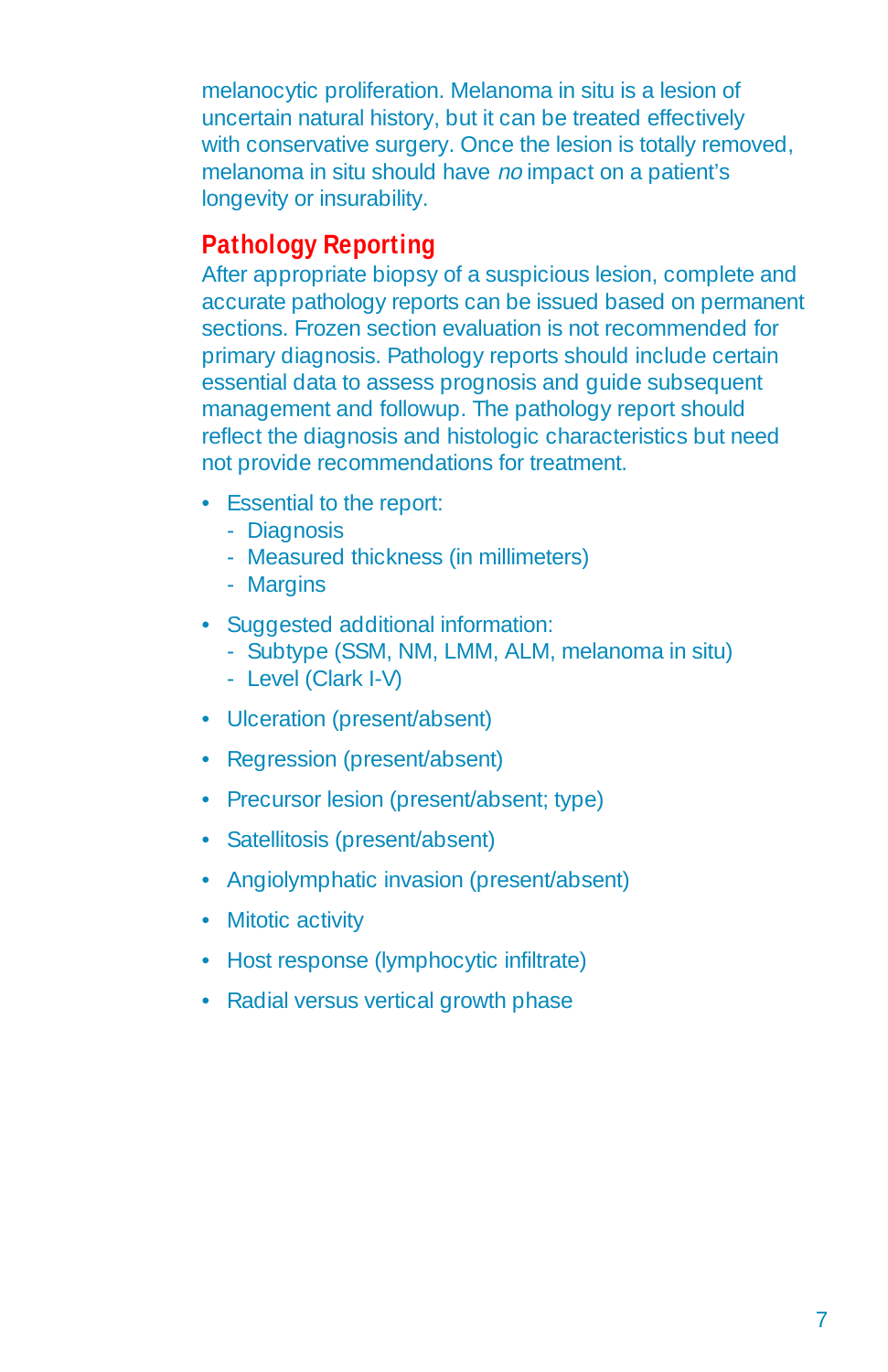melanocytic proliferation. Melanoma in situ is a lesion of uncertain natural history, but it can be treated effectively with conservative surgery. Once the lesion is totally removed, melanoma in situ should have *no* impact on a patient's longevity or insurability.

## Pathology Reporting

After appropriate biopsy of a suspicious lesion, complete and accurate pathology reports can be issued based on permanent sections. Frozen section evaluation is not recommended for primary diagnosis. Pathology reports should include certain essential data to assess prognosis and guide subsequent management and followup. The pathology report should reflect the diagnosis and histologic characteristics but need not provide recommendations for treatment.

- Essential to the report:
  - Diagnosis
  - Measured thickness (in millimeters)
  - Margins
- Suggested additional information:
  - Subtype (SSM, NM, LMM, ALM, melanoma in situ)
  - Level (Clark I-V)
- Ulceration (present/absent)
- Regression (present/absent)
- Precursor lesion (present/absent; type)
- Satellitosis (present/absent)
- Angiolymphatic invasion (present/absent)
- Mitotic activity
- Host response (lymphocytic infiltrate)
- Radial versus vertical growth phase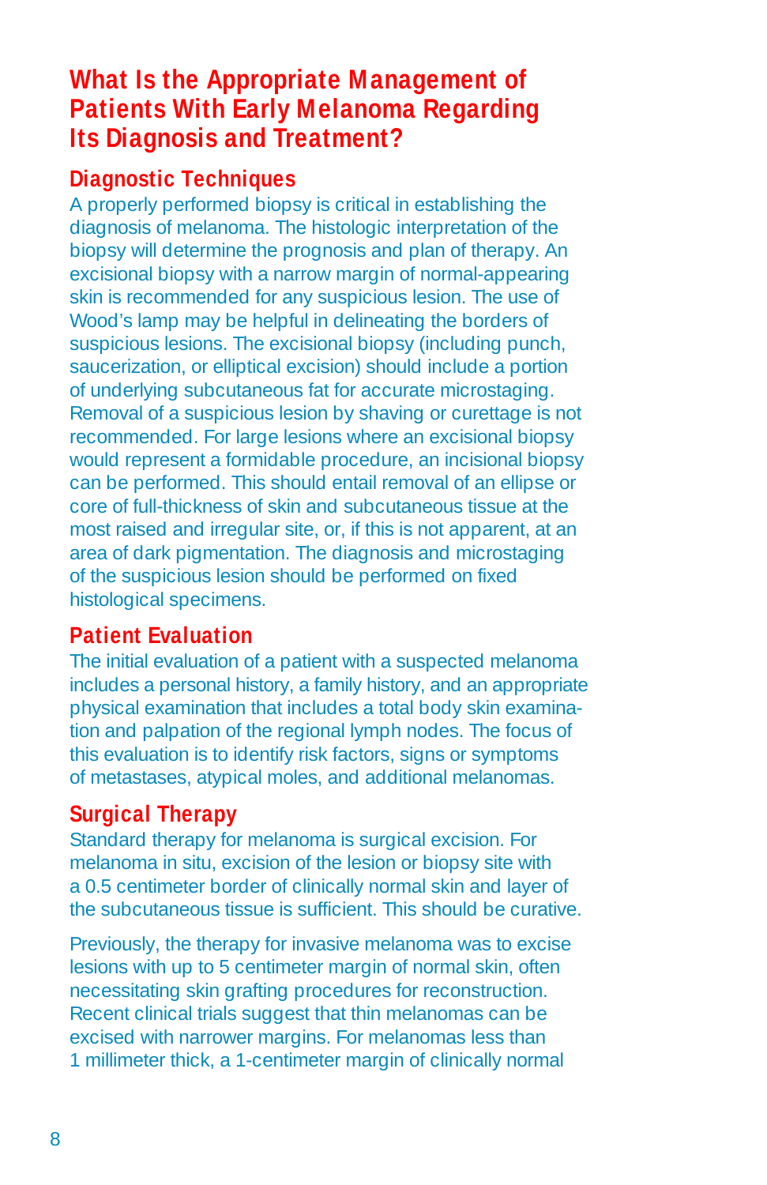## What Is the Appropriate Management of Patients With Early Melanoma Regarding Its Diagnosis and Treatment?

### Diagnostic Techniques

A properly performed biopsy is critical in establishing the diagnosis of melanoma. The histologic interpretation of the biopsy will determine the prognosis and plan of therapy. An excisional biopsy with a narrow margin of normal-appearing skin is recommended for any suspicious lesion. The use of Wood's lamp may be helpful in delineating the borders of suspicious lesions. The excisional biopsy (including punch, saucerization, or elliptical excision) should include a portion of underlying subcutaneous fat for accurate microstaging. Removal of a suspicious lesion by shaving or curettage is not recommended. For large lesions where an excisional biopsy would represent a formidable procedure, an incisional biopsy can be performed. This should entail removal of an ellipse or core of full-thickness of skin and subcutaneous tissue at the most raised and irregular site, or, if this is not apparent, at an area of dark pigmentation. The diagnosis and microstaging of the suspicious lesion should be performed on fixed histological specimens.

### Patient Evaluation

The initial evaluation of a patient with a suspected melanoma includes a personal history, a family history, and an appropriate physical examination that includes a total body skin examination and palpation of the regional lymph nodes. The focus of this evaluation is to identify risk factors, signs or symptoms of metastases, atypical moles, and additional melanomas.

### Surgical Therapy

Standard therapy for melanoma is surgical excision. For melanoma in situ, excision of the lesion or biopsy site with a 0.5 centimeter border of clinically normal skin and layer of the subcutaneous tissue is sufficient. This should be curative.

Previously, the therapy for invasive melanoma was to excise lesions with up to 5 centimeter margin of normal skin, often necessitating skin grafting procedures for reconstruction. Recent clinical trials suggest that thin melanomas can be excised with narrower margins. For melanomas less than 1 millimeter thick, a 1-centimeter margin of clinically normal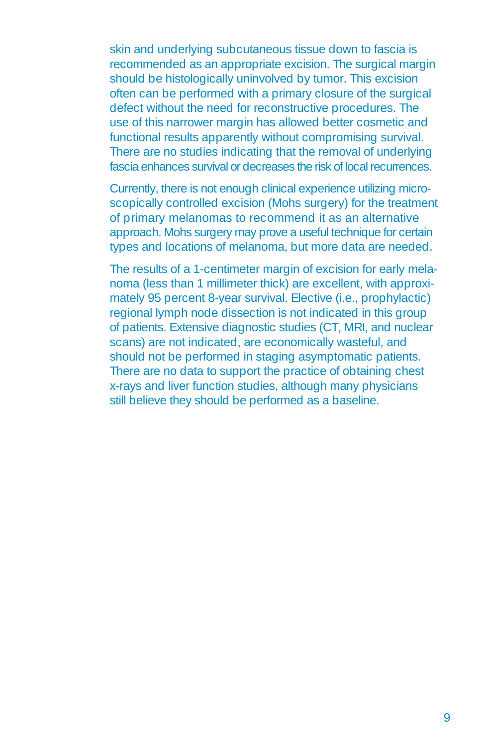skin and underlying subcutaneous tissue down to fascia is recommended as an appropriate excision. The surgical margin should be histologically uninvolved by tumor. This excision often can be performed with a primary closure of the surgical defect without the need for reconstructive procedures. The use of this narrower margin has allowed better cosmetic and functional results apparently without compromising survival. There are no studies indicating that the removal of underlying fascia enhances survival or decreases the risk of local recurrences.

Currently, there is not enough clinical experience utilizing microscopically controlled excision (Mohs surgery) for the treatment of primary melanomas to recommend it as an alternative approach. Mohs surgery may prove a useful technique for certain types and locations of melanoma, but more data are needed.

The results of a 1-centimeter margin of excision for early melanoma (less than 1 millimeter thick) are excellent, with approximately 95 percent 8-year survival. Elective (i.e., prophylactic) regional lymph node dissection is not indicated in this group of patients. Extensive diagnostic studies (CT, MRI, and nuclear scans) are not indicated, are economically wasteful, and should not be performed in staging asymptomatic patients. There are no data to support the practice of obtaining chest x-rays and liver function studies, although many physicians still believe they should be performed as a baseline.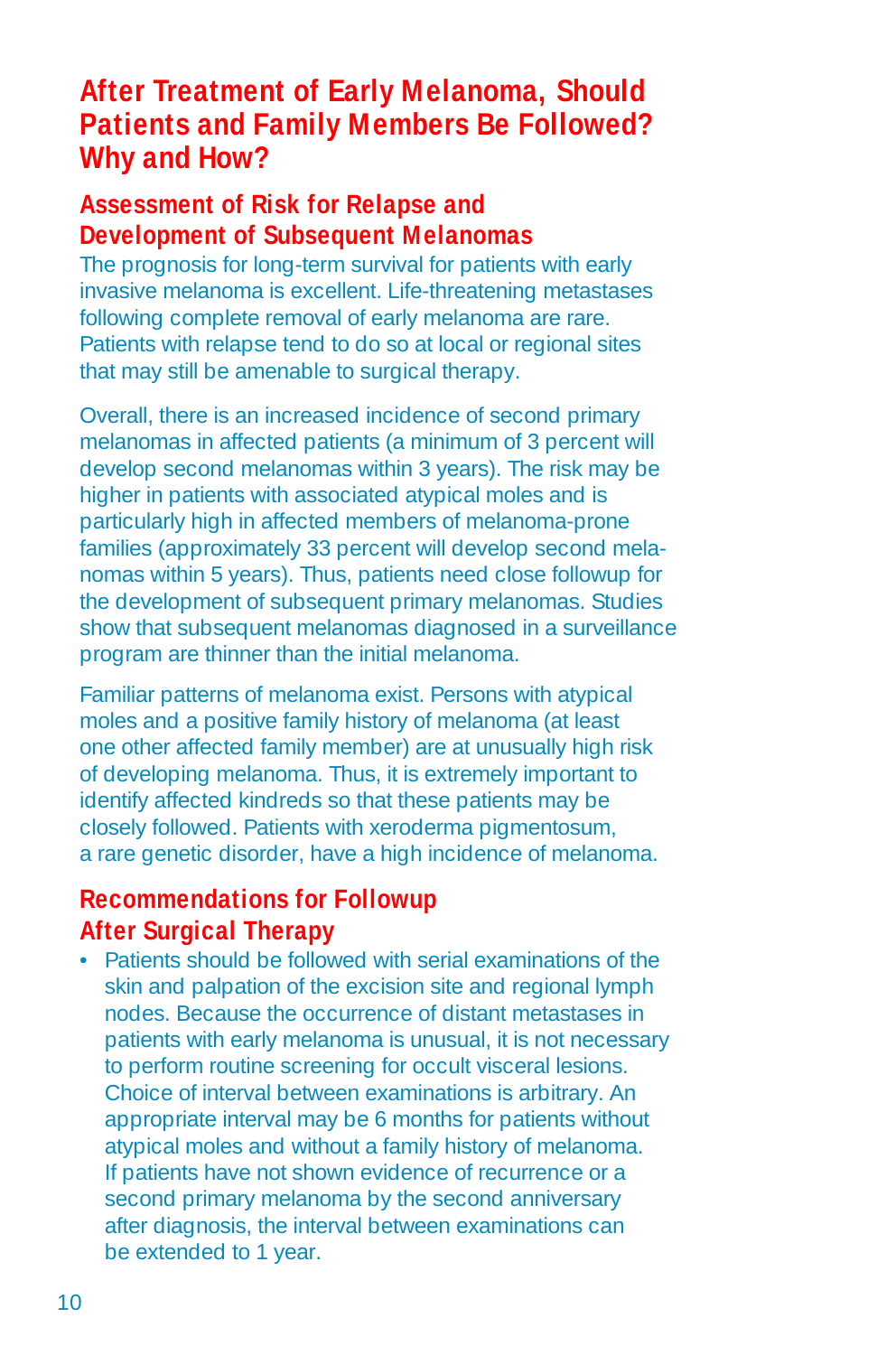# After Treatment of Early Melanoma, Should Patients and Family Members Be Followed? Why and How?

## Assessment of Risk for Relapse and Development of Subsequent Melanomas

The prognosis for long-term survival for patients with early invasive melanoma is excellent. Life-threatening metastases following complete removal of early melanoma are rare. Patients with relapse tend to do so at local or regional sites that may still be amenable to surgical therapy.

Overall, there is an increased incidence of second primary melanomas in affected patients (a minimum of 3 percent will develop second melanomas within 3 years). The risk may be higher in patients with associated atypical moles and is particularly high in affected members of melanoma-prone families (approximately 33 percent will develop second melanomas within 5 years). Thus, patients need close followup for the development of subsequent primary melanomas. Studies show that subsequent melanomas diagnosed in a surveillance program are thinner than the initial melanoma.

Familiar patterns of melanoma exist. Persons with atypical moles and a positive family history of melanoma (at least one other affected family member) are at unusually high risk of developing melanoma. Thus, it is extremely important to identify affected kindreds so that these patients may be closely followed. Patients with xeroderma pigmentosum, a rare genetic disorder, have a high incidence of melanoma.

## Recommendations for Followup After Surgical Therapy

- Patients should be followed with serial examinations of the skin and palpation of the excision site and regional lymph nodes. Because the occurrence of distant metastases in patients with early melanoma is unusual, it is not necessary to perform routine screening for occult visceral lesions. Choice of interval between examinations is arbitrary. An appropriate interval may be 6 months for patients without atypical moles and without a family history of melanoma. If patients have not shown evidence of recurrence or a second primary melanoma by the second anniversary after diagnosis, the interval between examinations can be extended to 1 year.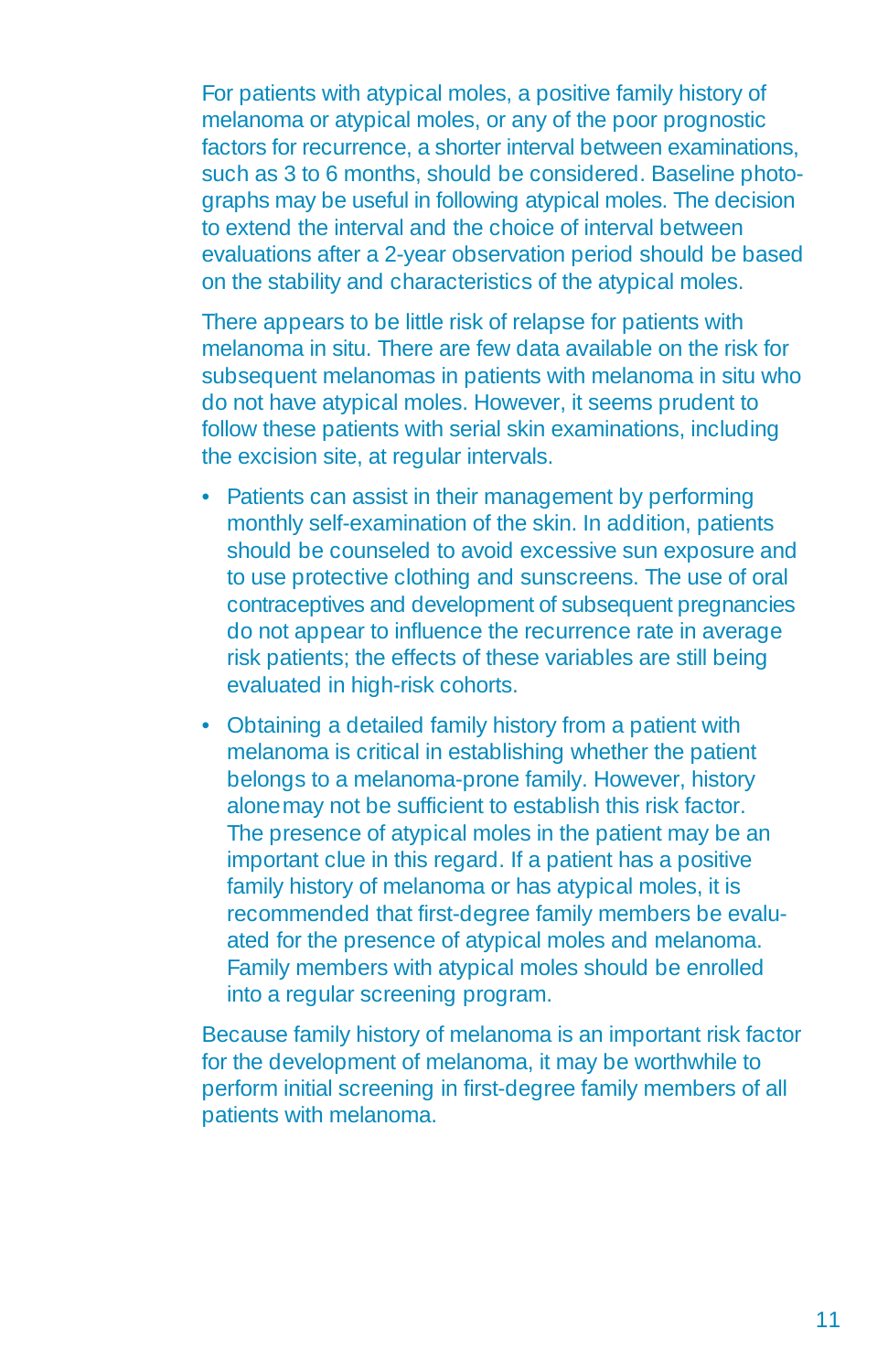For patients with atypical moles, a positive family history of melanoma or atypical moles, or any of the poor prognostic factors for recurrence, a shorter interval between examinations, such as 3 to 6 months, should be considered. Baseline photographs may be useful in following atypical moles. The decision to extend the interval and the choice of interval between evaluations after a 2-year observation period should be based on the stability and characteristics of the atypical moles.

There appears to be little risk of relapse for patients with melanoma in situ. There are few data available on the risk for subsequent melanomas in patients with melanoma in situ who do not have atypical moles. However, it seems prudent to follow these patients with serial skin examinations, including the excision site, at regular intervals.

- Patients can assist in their management by performing monthly self-examination of the skin. In addition, patients should be counseled to avoid excessive sun exposure and to use protective clothing and sunscreens. The use of oral contraceptives and development of subsequent pregnancies do not appear to influence the recurrence rate in average risk patients; the effects of these variables are still being evaluated in high-risk cohorts.
- Obtaining a detailed family history from a patient with melanoma is critical in establishing whether the patient belongs to a melanoma-prone family. However, history alone may not be sufficient to establish this risk factor. The presence of atypical moles in the patient may be an important clue in this regard. If a patient has a positive family history of melanoma or has atypical moles, it is recommended that first-degree family members be evaluated for the presence of atypical moles and melanoma. Family members with atypical moles should be enrolled into a regular screening program.

Because family history of melanoma is an important risk factor for the development of melanoma, it may be worthwhile to perform initial screening in first-degree family members of all patients with melanoma.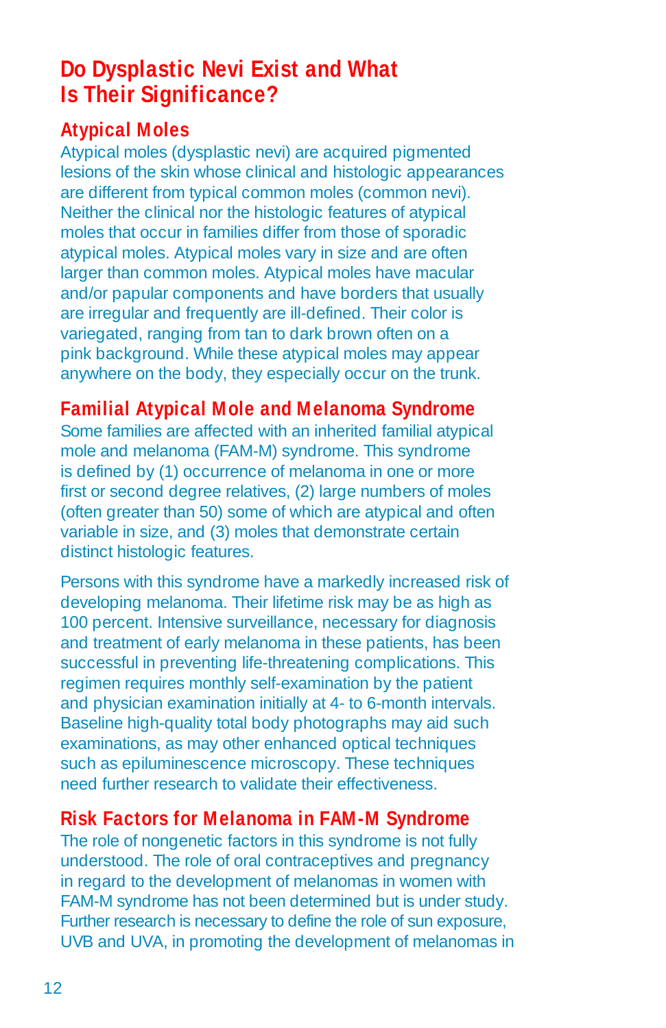## Do Dysplastic Nevi Exist and What Is Their Significance?

### Atypical Moles

Atypical moles (dysplastic nevi) are acquired pigmented lesions of the skin whose clinical and histologic appearances are different from typical common moles (common nevi). Neither the clinical nor the histologic features of atypical moles that occur in families differ from those of sporadic atypical moles. Atypical moles vary in size and are often larger than common moles. Atypical moles have macular and/or papular components and have borders that usually are irregular and frequently are ill-defined. Their color is variegated, ranging from tan to dark brown often on a pink background. While these atypical moles may appear anywhere on the body, they especially occur on the trunk.

### Familial Atypical Mole and Melanoma Syndrome

Some families are affected with an inherited familial atypical mole and melanoma (FAM-M) syndrome. This syndrome is defined by (1) occurrence of melanoma in one or more first or second degree relatives, (2) large numbers of moles (often greater than 50) some of which are atypical and often variable in size, and (3) moles that demonstrate certain distinct histologic features.

Persons with this syndrome have a markedly increased risk of developing melanoma. Their lifetime risk may be as high as 100 percent. Intensive surveillance, necessary for diagnosis and treatment of early melanoma in these patients, has been successful in preventing life-threatening complications. This regimen requires monthly self-examination by the patient and physician examination initially at 4- to 6-month intervals. Baseline high-quality total body photographs may aid such examinations, as may other enhanced optical techniques such as epiluminescence microscopy. These techniques need further research to validate their effectiveness.

### Risk Factors for Melanoma in FAM-M Syndrome

The role of nongenetic factors in this syndrome is not fully understood. The role of oral contraceptives and pregnancy in regard to the development of melanomas in women with FAM-M syndrome has not been determined but is under study. Further research is necessary to define the role of sun exposure, UVB and UVA, in promoting the development of melanomas in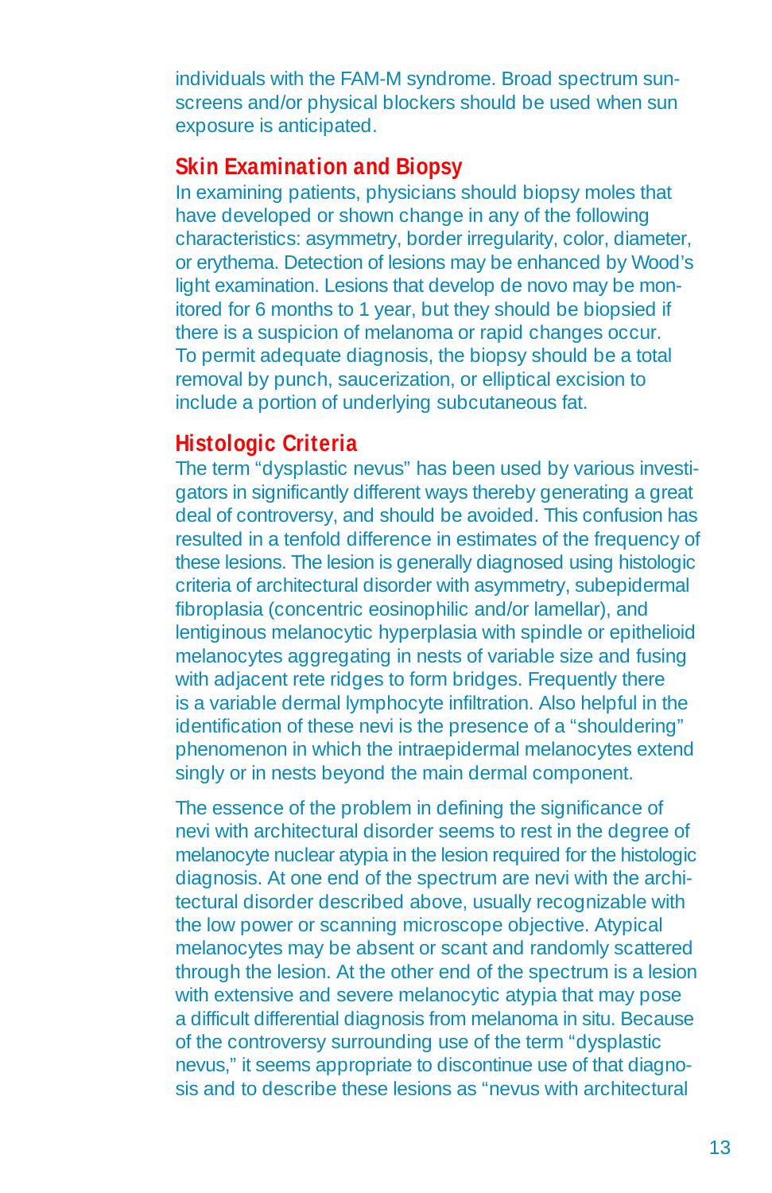individuals with the FAM-M syndrome. Broad spectrum sunscreens and/or physical blockers should be used when sun exposure is anticipated.

## Skin Examination and Biopsy

In examining patients, physicians should biopsy moles that have developed or shown change in any of the following characteristics: asymmetry, border irregularity, color, diameter, or erythema. Detection of lesions may be enhanced by Wood's light examination. Lesions that develop de novo may be monitored for 6 months to 1 year, but they should be biopsied if there is a suspicion of melanoma or rapid changes occur. To permit adequate diagnosis, the biopsy should be a total removal by punch, saucerization, or elliptical excision to include a portion of underlying subcutaneous fat.

## Histologic Criteria

The term "dysplastic nevus" has been used by various investigators in significantly different ways thereby generating a great deal of controversy, and should be avoided. This confusion has resulted in a tenfold difference in estimates of the frequency of these lesions. The lesion is generally diagnosed using histologic criteria of architectural disorder with asymmetry, subepidermal fibroplasia (concentric eosinophilic and/or lamellar), and lentiginous melanocytic hyperplasia with spindle or epithelioid melanocytes aggregating in nests of variable size and fusing with adjacent rete ridges to form bridges. Frequently there is a variable dermal lymphocyte infiltration. Also helpful in the identification of these nevi is the presence of a "shouldering" phenomenon in which the intraepidermal melanocytes extend singly or in nests beyond the main dermal component.

The essence of the problem in defining the significance of nevi with architectural disorder seems to rest in the degree of melanocyte nuclear atypia in the lesion required for the histologic diagnosis. At one end of the spectrum are nevi with the architectural disorder described above, usually recognizable with the low power or scanning microscope objective. Atypical melanocytes may be absent or scant and randomly scattered through the lesion. At the other end of the spectrum is a lesion with extensive and severe melanocytic atypia that may pose a difficult differential diagnosis from melanoma in situ. Because of the controversy surrounding use of the term "dysplastic nevus," it seems appropriate to discontinue use of that diagnosis and to describe these lesions as "nevus with architectural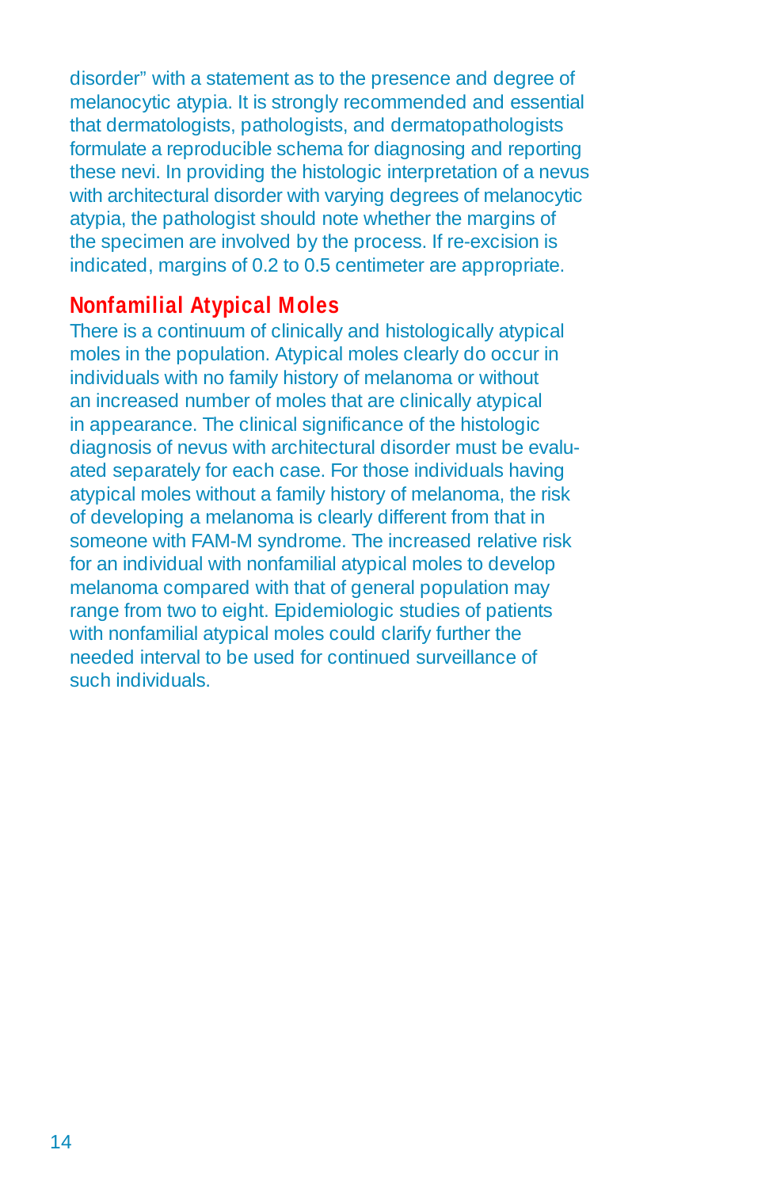disorder" with a statement as to the presence and degree of melanocytic atypia. It is strongly recommended and essential that dermatologists, pathologists, and dermatopathologists formulate a reproducible schema for diagnosing and reporting these nevi. In providing the histologic interpretation of a nevus with architectural disorder with varying degrees of melanocytic atypia, the pathologist should note whether the margins of the specimen are involved by the process. If re-excision is indicated, margins of 0.2 to 0.5 centimeter are appropriate.

## Nonfamilial Atypical Moles

There is a continuum of clinically and histologically atypical moles in the population. Atypical moles clearly do occur in individuals with no family history of melanoma or without an increased number of moles that are clinically atypical in appearance. The clinical significance of the histologic diagnosis of nevus with architectural disorder must be evaluated separately for each case. For those individuals having atypical moles without a family history of melanoma, the risk of developing a melanoma is clearly different from that in someone with FAM-M syndrome. The increased relative risk for an individual with nonfamilial atypical moles to develop melanoma compared with that of general population may range from two to eight. Epidemiologic studies of patients with nonfamilial atypical moles could clarify further the needed interval to be used for continued surveillance of such individuals.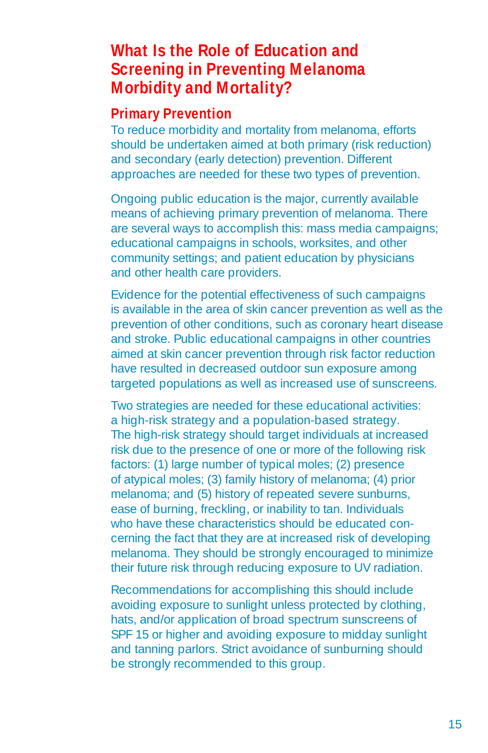## What Is the Role of Education and Screening in Preventing Melanoma Morbidity and Mortality?

### Primary Prevention

To reduce morbidity and mortality from melanoma, efforts should be undertaken aimed at both primary (risk reduction) and secondary (early detection) prevention. Different approaches are needed for these two types of prevention.

Ongoing public education is the major, currently available means of achieving primary prevention of melanoma. There are several ways to accomplish this: mass media campaigns; educational campaigns in schools, worksites, and other community settings; and patient education by physicians and other health care providers.

Evidence for the potential effectiveness of such campaigns is available in the area of skin cancer prevention as well as the prevention of other conditions, such as coronary heart disease and stroke. Public educational campaigns in other countries aimed at skin cancer prevention through risk factor reduction have resulted in decreased outdoor sun exposure among targeted populations as well as increased use of sunscreens.

Two strategies are needed for these educational activities: a high-risk strategy and a population-based strategy. The high-risk strategy should target individuals at increased risk due to the presence of one or more of the following risk factors: (1) large number of typical moles; (2) presence of atypical moles; (3) family history of melanoma; (4) prior melanoma; and (5) history of repeated severe sunburns, ease of burning, freckling, or inability to tan. Individuals who have these characteristics should be educated concerning the fact that they are at increased risk of developing melanoma. They should be strongly encouraged to minimize their future risk through reducing exposure to UV radiation.

Recommendations for accomplishing this should include avoiding exposure to sunlight unless protected by clothing, hats, and/or application of broad spectrum sunscreens of SPF 15 or higher and avoiding exposure to midday sunlight and tanning parlors. Strict avoidance of sunburning should be strongly recommended to this group.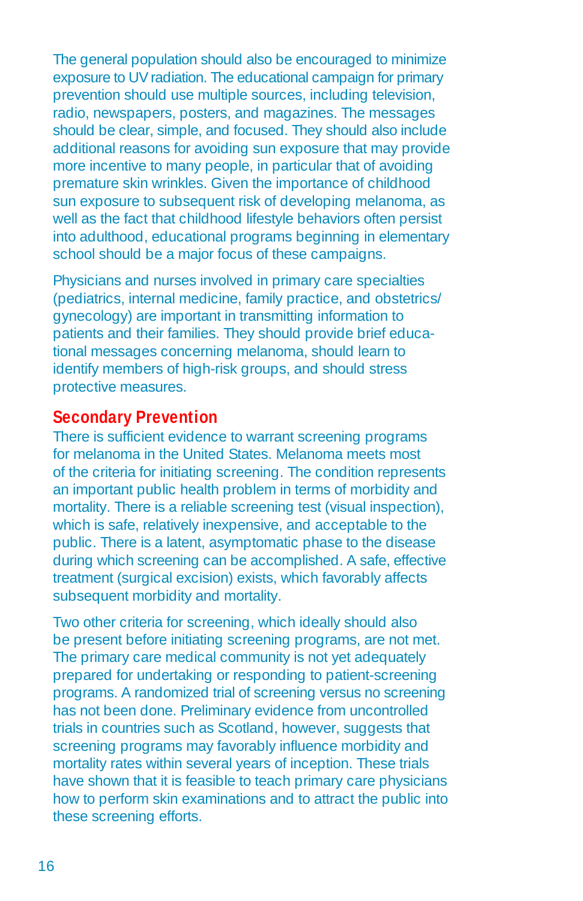The general population should also be encouraged to minimize exposure to UV radiation. The educational campaign for primary prevention should use multiple sources, including television, radio, newspapers, posters, and magazines. The messages should be clear, simple, and focused. They should also include additional reasons for avoiding sun exposure that may provide more incentive to many people, in particular that of avoiding premature skin wrinkles. Given the importance of childhood sun exposure to subsequent risk of developing melanoma, as well as the fact that childhood lifestyle behaviors often persist into adulthood, educational programs beginning in elementary school should be a major focus of these campaigns.

Physicians and nurses involved in primary care specialties (pediatrics, internal medicine, family practice, and obstetrics/gynecology) are important in transmitting information to patients and their families. They should provide brief educational messages concerning melanoma, should learn to identify members of high-risk groups, and should stress protective measures.

## Secondary Prevention

There is sufficient evidence to warrant screening programs for melanoma in the United States. Melanoma meets most of the criteria for initiating screening. The condition represents an important public health problem in terms of morbidity and mortality. There is a reliable screening test (visual inspection), which is safe, relatively inexpensive, and acceptable to the public. There is a latent, asymptomatic phase to the disease during which screening can be accomplished. A safe, effective treatment (surgical excision) exists, which favorably affects subsequent morbidity and mortality.

Two other criteria for screening, which ideally should also be present before initiating screening programs, are not met. The primary care medical community is not yet adequately prepared for undertaking or responding to patient-screening programs. A randomized trial of screening versus no screening has not been done. Preliminary evidence from uncontrolled trials in countries such as Scotland, however, suggests that screening programs may favorably influence morbidity and mortality rates within several years of inception. These trials have shown that it is feasible to teach primary care physicians how to perform skin examinations and to attract the public into these screening efforts.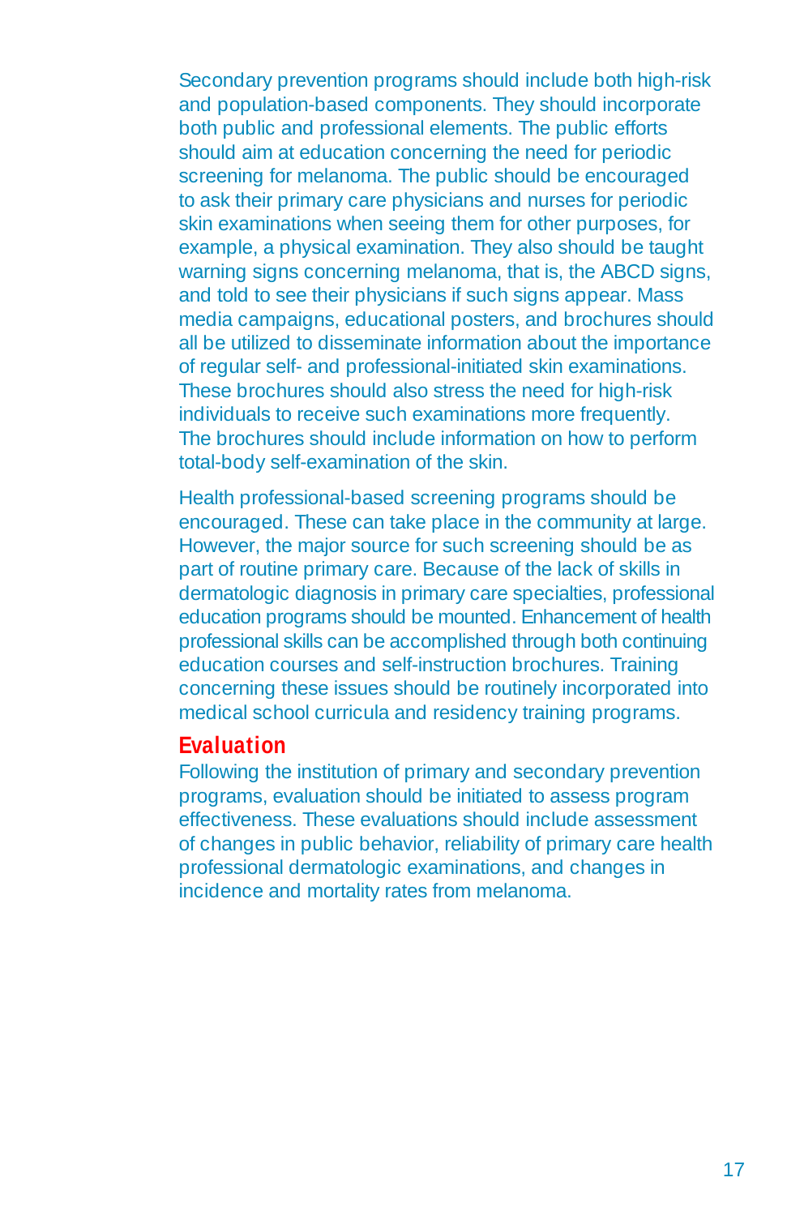Secondary prevention programs should include both high-risk and population-based components. They should incorporate both public and professional elements. The public efforts should aim at education concerning the need for periodic screening for melanoma. The public should be encouraged to ask their primary care physicians and nurses for periodic skin examinations when seeing them for other purposes, for example, a physical examination. They also should be taught warning signs concerning melanoma, that is, the ABCD signs, and told to see their physicians if such signs appear. Mass media campaigns, educational posters, and brochures should all be utilized to disseminate information about the importance of regular self- and professional-initiated skin examinations. These brochures should also stress the need for high-risk individuals to receive such examinations more frequently. The brochures should include information on how to perform total-body self-examination of the skin.

Health professional-based screening programs should be encouraged. These can take place in the community at large. However, the major source for such screening should be as part of routine primary care. Because of the lack of skills in dermatologic diagnosis in primary care specialties, professional education programs should be mounted. Enhancement of health professional skills can be accomplished through both continuing education courses and self-instruction brochures. Training concerning these issues should be routinely incorporated into medical school curricula and residency training programs.

## Evaluation

Following the institution of primary and secondary prevention programs, evaluation should be initiated to assess program effectiveness. These evaluations should include assessment of changes in public behavior, reliability of primary care health professional dermatologic examinations, and changes in incidence and mortality rates from melanoma.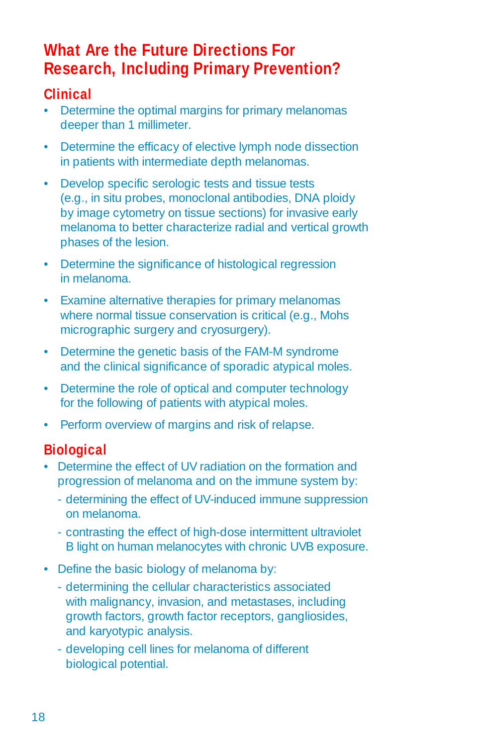## What Are the Future Directions For Research, Including Primary Prevention?

### Clinical

- Determine the optimal margins for primary melanomas deeper than 1 millimeter.
- Determine the efficacy of elective lymph node dissection in patients with intermediate depth melanomas.
- Develop specific serologic tests and tissue tests (e.g., in situ probes, monoclonal antibodies, DNA ploidy by image cytometry on tissue sections) for invasive early melanoma to better characterize radial and vertical growth phases of the lesion.
- Determine the significance of histological regression in melanoma.
- Examine alternative therapies for primary melanomas where normal tissue conservation is critical (e.g., Mohs micrographic surgery and cryosurgery).
- Determine the genetic basis of the FAM-M syndrome and the clinical significance of sporadic atypical moles.
- Determine the role of optical and computer technology for the following of patients with atypical moles.
- Perform overview of margins and risk of relapse.

### Biological

- Determine the effect of UV radiation on the formation and progression of melanoma and on the immune system by:
  - determining the effect of UV-induced immune suppression on melanoma.
  - contrasting the effect of high-dose intermittent ultraviolet B light on human melanocytes with chronic UVB exposure.
- Define the basic biology of melanoma by:
  - determining the cellular characteristics associated with malignancy, invasion, and metastases, including growth factors, growth factor receptors, gangliosides, and karyotypic analysis.
  - developing cell lines for melanoma of different biological potential.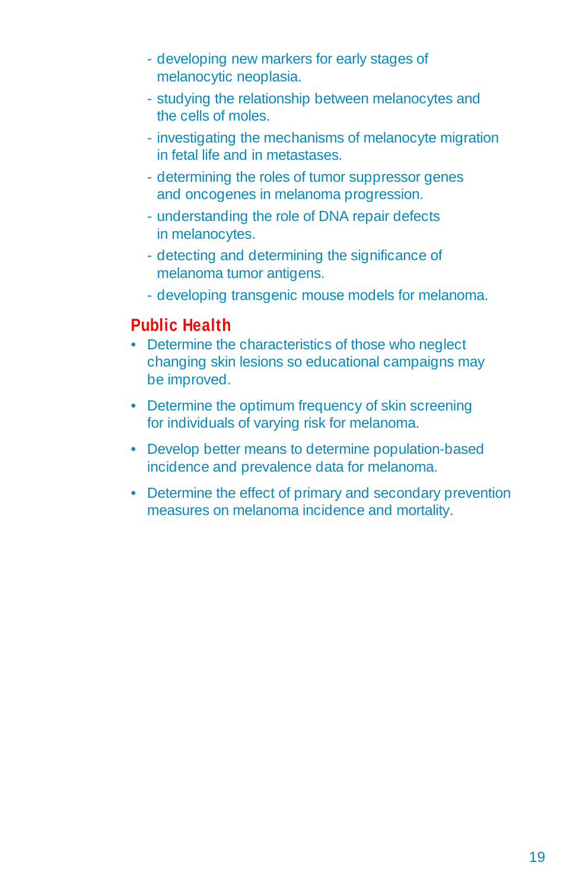- developing new markers for early stages of melanocytic neoplasia.
  - studying the relationship between melanocytes and the cells of moles.
  - investigating the mechanisms of melanocyte migration in fetal life and in metastases.
  - determining the roles of tumor suppressor genes and oncogenes in melanoma progression.
  - understanding the role of DNA repair defects in melanocytes.
  - detecting and determining the significance of melanoma tumor antigens.
  - developing transgenic mouse models for melanoma.

## Public Health

- Determine the characteristics of those who neglect changing skin lesions so educational campaigns may be improved.
- Determine the optimum frequency of skin screening for individuals of varying risk for melanoma.
- Develop better means to determine population-based incidence and prevalence data for melanoma.
- Determine the effect of primary and secondary prevention measures on melanoma incidence and mortality.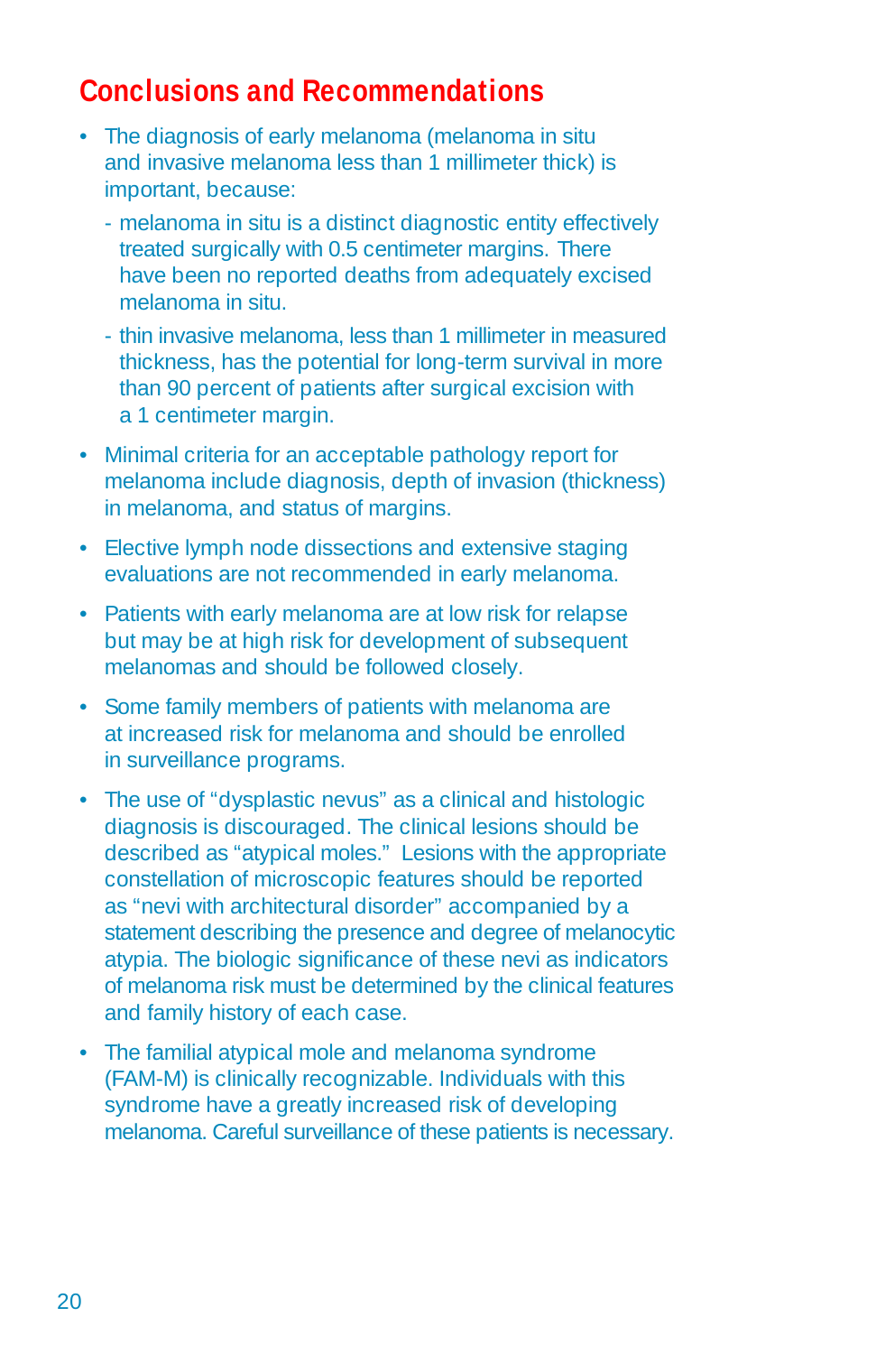## Conclusions and Recommendations

- The diagnosis of early melanoma (melanoma in situ and invasive melanoma less than 1 millimeter thick) is important, because:
  - melanoma in situ is a distinct diagnostic entity effectively treated surgically with 0.5 centimeter margins. There have been no reported deaths from adequately excised melanoma in situ.
  - thin invasive melanoma, less than 1 millimeter in measured thickness, has the potential for long-term survival in more than 90 percent of patients after surgical excision with a 1 centimeter margin.
- Minimal criteria for an acceptable pathology report for melanoma include diagnosis, depth of invasion (thickness) in melanoma, and status of margins.
- Elective lymph node dissections and extensive staging evaluations are not recommended in early melanoma.
- Patients with early melanoma are at low risk for relapse but may be at high risk for development of subsequent melanomas and should be followed closely.
- Some family members of patients with melanoma are at increased risk for melanoma and should be enrolled in surveillance programs.
- The use of "dysplastic nevus" as a clinical and histologic diagnosis is discouraged. The clinical lesions should be described as "atypical moles." Lesions with the appropriate constellation of microscopic features should be reported as "nevi with architectural disorder" accompanied by a statement describing the presence and degree of melanocytic atypia. The biologic significance of these nevi as indicators of melanoma risk must be determined by the clinical features and family history of each case.
- The familial atypical mole and melanoma syndrome (FAM-M) is clinically recognizable. Individuals with this syndrome have a greatly increased risk of developing melanoma. Careful surveillance of these patients is necessary.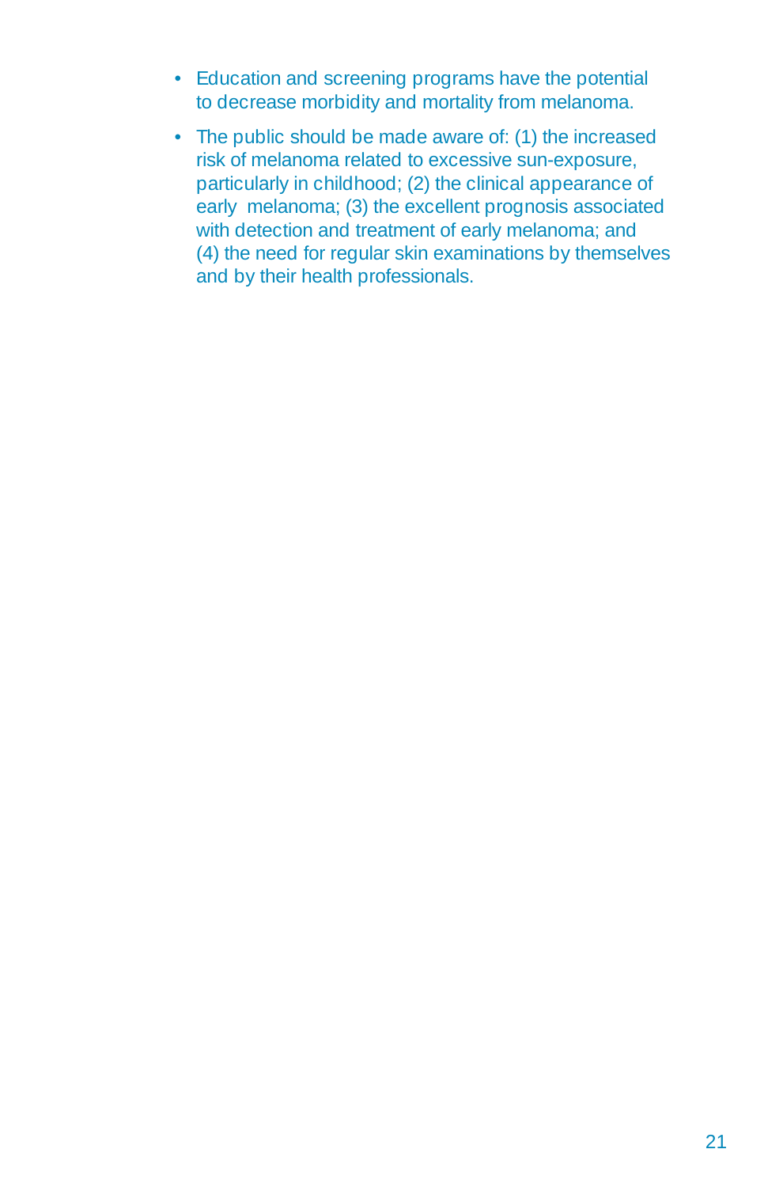- Education and screening programs have the potential to decrease morbidity and mortality from melanoma.
- The public should be made aware of: (1) the increased risk of melanoma related to excessive sun-exposure, particularly in childhood; (2) the clinical appearance of early melanoma; (3) the excellent prognosis associated with detection and treatment of early melanoma; and (4) the need for regular skin examinations by themselves and by their health professionals.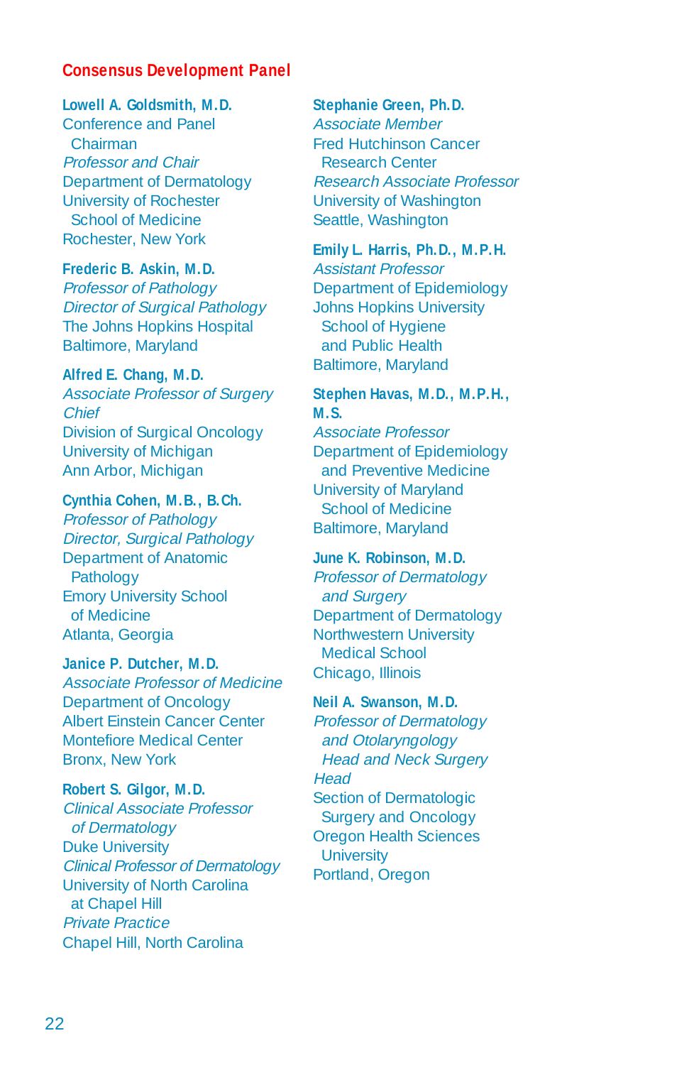## Consensus Development Panel

**Lowell A. Goldsmith, M.D.**
Conference and Panel Chairman
*Professor and Chair*
Department of Dermatology
University of Rochester School of Medicine
Rochester, New York

**Frederic B. Askin, M.D.**
*Professor of Pathology*
*Director of Surgical Pathology*
The Johns Hopkins Hospital
Baltimore, Maryland

**Alfred E. Chang, M.D.**
*Associate Professor of Surgery*
*Chief*
Division of Surgical Oncology
University of Michigan
Ann Arbor, Michigan

**Cynthia Cohen, M.B., B.Ch.**
*Professor of Pathology*
*Director, Surgical Pathology*
Department of Anatomic Pathology
Emory University School of Medicine
Atlanta, Georgia

**Janice P. Dutcher, M.D.**
*Associate Professor of Medicine*
Department of Oncology
Albert Einstein Cancer Center
Montefiore Medical Center
Bronx, New York

**Robert S. Gilgor, M.D.**
*Clinical Associate Professor of Dermatology*
Duke University
*Clinical Professor of Dermatology*
University of North Carolina at Chapel Hill
*Private Practice*
Chapel Hill, North Carolina

**Stephanie Green, Ph.D.**
*Associate Member*
Fred Hutchinson Cancer Research Center
*Research Associate Professor*
University of Washington
Seattle, Washington

**Emily L. Harris, Ph.D., M.P.H.**
*Assistant Professor*
Department of Epidemiology
Johns Hopkins University School of Hygiene and Public Health
Baltimore, Maryland

**Stephen Havas, M.D., M.P.H., M.S.**
*Associate Professor*
Department of Epidemiology and Preventive Medicine
University of Maryland School of Medicine
Baltimore, Maryland

**June K. Robinson, M.D.**
*Professor of Dermatology and Surgery*
Department of Dermatology
Northwestern University Medical School
Chicago, Illinois

**Neil A. Swanson, M.D.**
*Professor of Dermatology and Otolaryngology Head and Neck Surgery*
*Head*
Section of Dermatologic Surgery and Oncology
Oregon Health Sciences University
Portland, Oregon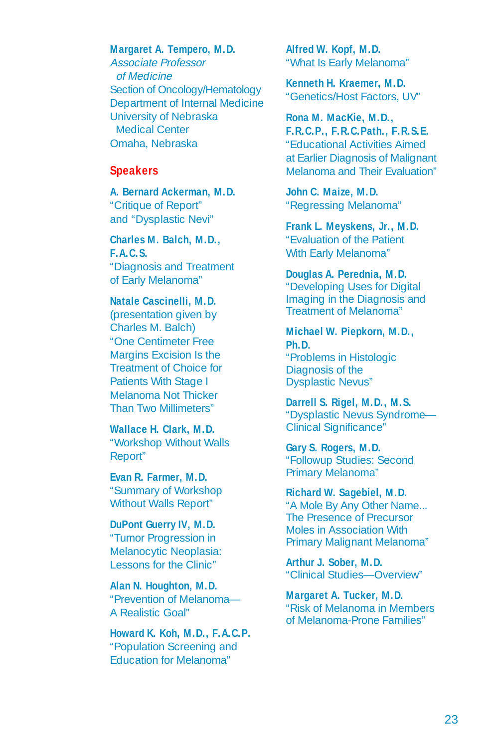**Margaret A. Tempero, M.D.**
*Associate Professor of Medicine*
Section of Oncology/Hematology
Department of Internal Medicine
University of Nebraska Medical Center
Omaha, Nebraska

## Speakers

**A. Bernard Ackerman, M.D.**
"Critique of Report" and "Dysplastic Nevi"

**Charles M. Balch, M.D., F.A.C.S.**
"Diagnosis and Treatment of Early Melanoma"

**Natale Cascinelli, M.D.**
(presentation given by Charles M. Balch)
"One Centimeter Free Margins Excision Is the Treatment of Choice for Patients With Stage I Melanoma Not Thicker Than Two Millimeters"

**Wallace H. Clark, M.D.**
"Workshop Without Walls Report"

**Evan R. Farmer, M.D.**
"Summary of Workshop Without Walls Report"

**DuPont Guerry IV, M.D.**
"Tumor Progression in Melanocytic Neoplasia: Lessons for the Clinic"

**Alan N. Houghton, M.D.**
"Prevention of Melanoma—A Realistic Goal"

**Howard K. Koh, M.D., F.A.C.P.**
"Population Screening and Education for Melanoma"

**Alfred W. Kopf, M.D.**
"What Is Early Melanoma"

**Kenneth H. Kraemer, M.D.**
"Genetics/Host Factors, UV"

**Rona M. MacKie, M.D., F.R.C.P., F.R.C.Path., F.R.S.E.**
"Educational Activities Aimed at Earlier Diagnosis of Malignant Melanoma and Their Evaluation"

**John C. Maize, M.D.**
"Regressing Melanoma"

**Frank L. Meyskens, Jr., M.D.**
"Evaluation of the Patient With Early Melanoma"

**Douglas A. Perednia, M.D.**
"Developing Uses for Digital Imaging in the Diagnosis and Treatment of Melanoma"

**Michael W. Piepkorn, M.D., Ph.D.**
"Problems in Histologic Diagnosis of the Dysplastic Nevus"

**Darrell S. Rigel, M.D., M.S.**
"Dysplastic Nevus Syndrome—Clinical Significance"

**Gary S. Rogers, M.D.**
"Followup Studies: Second Primary Melanoma"

**Richard W. Sagebiel, M.D.**
"A Mole By Any Other Name... The Presence of Precursor Moles in Association With Primary Malignant Melanoma"

**Arthur J. Sober, M.D.**
"Clinical Studies—Overview"

**Margaret A. Tucker, M.D.**
"Risk of Melanoma in Members of Melanoma-Prone Families"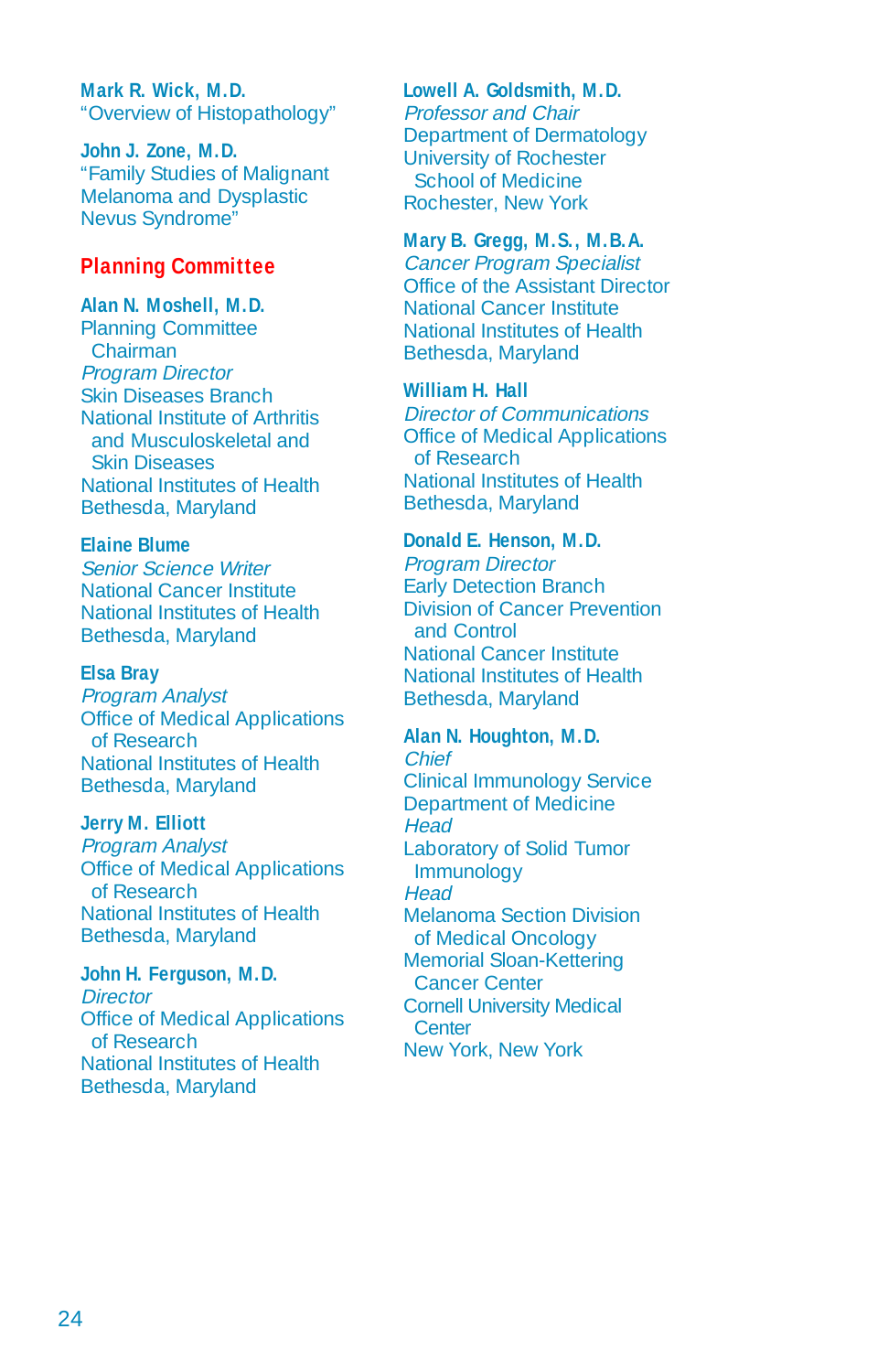**Mark R. Wick, M.D.**
"Overview of Histopathology"

**John J. Zone, M.D.**
"Family Studies of Malignant Melanoma and Dysplastic Nevus Syndrome"

## Planning Committee

**Alan N. Moshell, M.D.**
Planning Committee Chairman
*Program Director*
Skin Diseases Branch
National Institute of Arthritis and Musculoskeletal and Skin Diseases
National Institutes of Health
Bethesda, Maryland

**Elaine Blume**
*Senior Science Writer*
National Cancer Institute
National Institutes of Health
Bethesda, Maryland

**Elsa Bray**
*Program Analyst*
Office of Medical Applications of Research
National Institutes of Health
Bethesda, Maryland

**Jerry M. Elliott**
*Program Analyst*
Office of Medical Applications of Research
National Institutes of Health
Bethesda, Maryland

**John H. Ferguson, M.D.**
*Director*
Office of Medical Applications of Research
National Institutes of Health
Bethesda, Maryland

**Lowell A. Goldsmith, M.D.**
*Professor and Chair*
Department of Dermatology
University of Rochester School of Medicine
Rochester, New York

**Mary B. Gregg, M.S., M.B.A.**
*Cancer Program Specialist*
Office of the Assistant Director
National Cancer Institute
National Institutes of Health
Bethesda, Maryland

**William H. Hall**
*Director of Communications*
Office of Medical Applications of Research
National Institutes of Health
Bethesda, Maryland

**Donald E. Henson, M.D.**
*Program Director*
Early Detection Branch
Division of Cancer Prevention and Control
National Cancer Institute
National Institutes of Health
Bethesda, Maryland

**Alan N. Houghton, M.D.**
*Chief*
Clinical Immunology Service
Department of Medicine
*Head*
Laboratory of Solid Tumor Immunology
*Head*
Melanoma Section Division of Medical Oncology
Memorial Sloan-Kettering Cancer Center
Cornell University Medical Center
New York, New York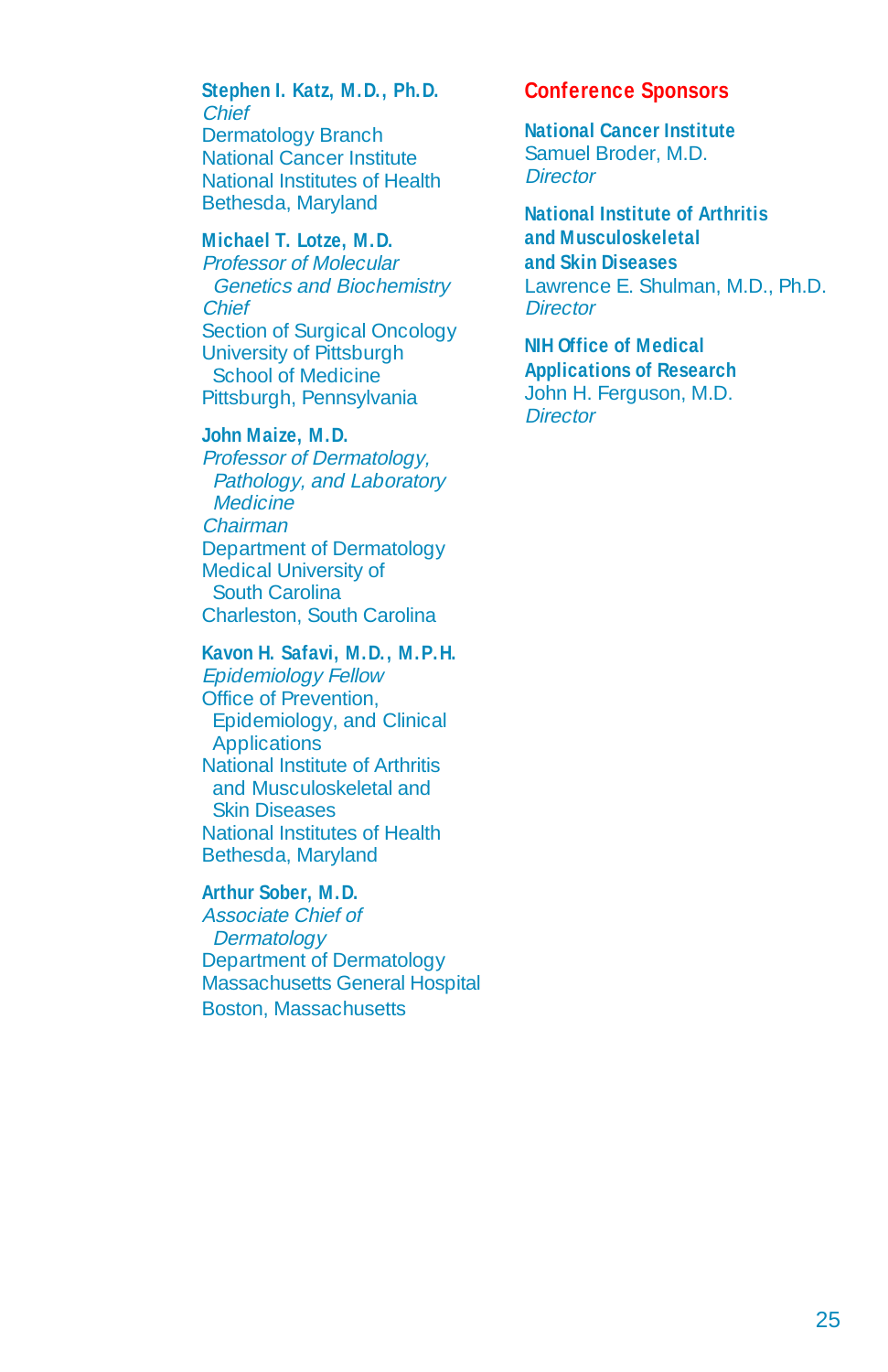**Stephen I. Katz, M.D., Ph.D.**
*Chief*
Dermatology Branch
National Cancer Institute
National Institutes of Health
Bethesda, Maryland

**Michael T. Lotze, M.D.**
*Professor of Molecular Genetics and Biochemistry*
*Chief*
Section of Surgical Oncology
University of Pittsburgh School of Medicine
Pittsburgh, Pennsylvania

**John Maize, M.D.**
*Professor of Dermatology, Pathology, and Laboratory Medicine*
*Chairman*
Department of Dermatology
Medical University of South Carolina
Charleston, South Carolina

**Kavon H. Safavi, M.D., M.P.H.**
*Epidemiology Fellow*
Office of Prevention, Epidemiology, and Clinical Applications
National Institute of Arthritis and Musculoskeletal and Skin Diseases
National Institutes of Health
Bethesda, Maryland

**Arthur Sober, M.D.**
*Associate Chief of Dermatology*
Department of Dermatology
Massachusetts General Hospital
Boston, Massachusetts

## Conference Sponsors

**National Cancer Institute**
Samuel Broder, M.D.
*Director*

**National Institute of Arthritis and Musculoskeletal and Skin Diseases**
Lawrence E. Shulman, M.D., Ph.D.
*Director*

**NIH Office of Medical Applications of Research**
John H. Ferguson, M.D.
*Director*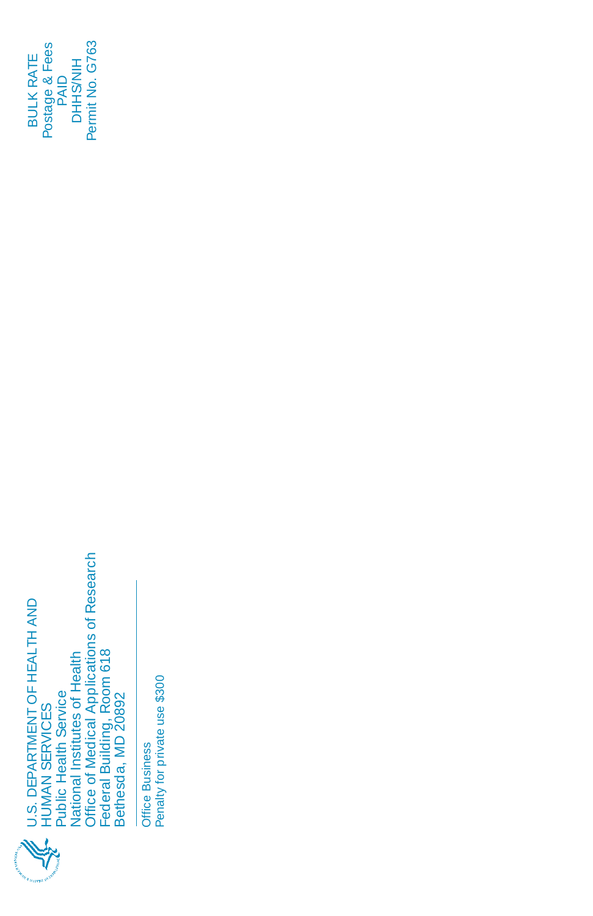U.S. DEPARTMENT OF HEALTH AND HUMAN SERVICES
Public Health Service
National Institutes of Health
Office of Medical Applications of Research
Federal Building, Room 618
Bethesda, MD 20892

Office Business
Penalty for private use $300

BULK RATE
Postage & Fees
PAID
DHHS/NIH
Permit No. G763